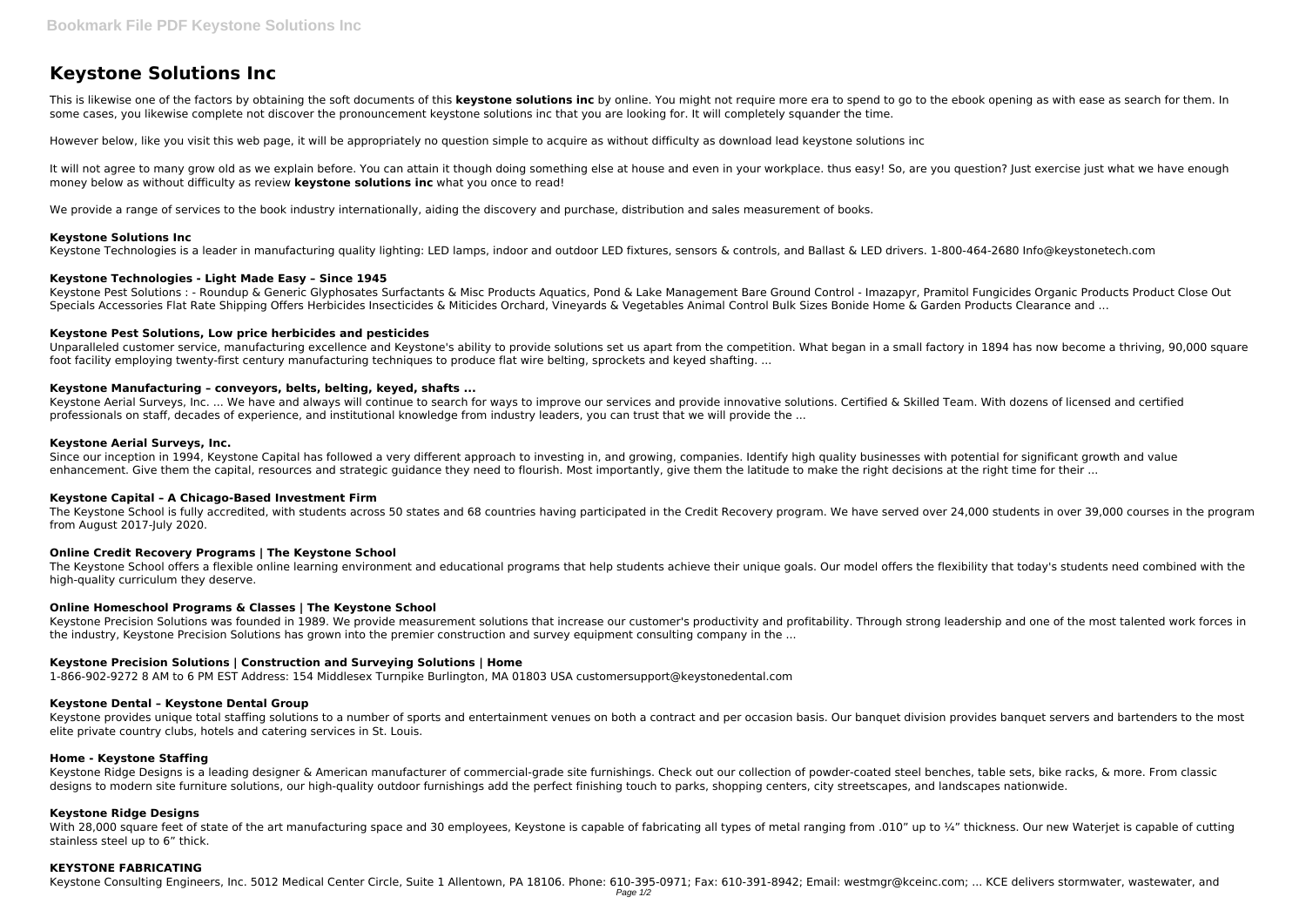# Keystone Solutions Inc

This is likewise one of the factors by obtaining the soft documents of this **keystone solutions inc** by online. You might not require more era to spend to go to the ebook opening as with ease as search for them. In some cases, you likewise complete not discover the pronouncement keystone solutions inc that you are looking for. It will completely squander the time.

However below, like you visit this web page, it will be appropriately no question simple to acquire as without difficulty as download lead keystone solutions inc

It will not agree to many grow old as we explain before. You can attain it though doing something else at house and even in your workplace. thus easy! So, are you question? Just exercise just what we have enough money below as without difficulty as review **keystone solutions inc** what you once to read!

We provide a range of services to the book industry internationally, aiding the discovery and purchase, distribution and sales measurement of books.

### Keystone Solutions Inc

Keystone Technologies is a leader in manufacturing quality lighting: LED lamps, indoor and outdoor LED fixtures, sensors & controls, and Ballast & LED drivers. 1-800-464-2680 Info@keystonetech.com

### Keystone Technologies - Light Made Easy – Since 1945

Keystone Pest Solutions : - Roundup & Generic Glyphosates Surfactants & Misc Products Aquatics, Pond & Lake Management Bare Ground Control - Imazapyr, Pramitol Fungicides Organic Products Product Close Out Specials Accessories Flat Rate Shipping Offers Herbicides Insecticides & Miticides Orchard, Vineyards & Vegetables Animal Control Bulk Sizes Bonide Home & Garden Products Clearance and ...

### Keystone Pest Solutions, Low price herbicides and pesticides

Unparalleled customer service, manufacturing excellence and Keystone's ability to provide solutions set us apart from the competition. What began in a small factory in 1894 has now become a thriving, 90,000 square foot facility employing twenty-first century manufacturing techniques to produce flat wire belting, sprockets and keyed shafting. ...

### Keystone Manufacturing – conveyors, belts, belting, keyed, shafts ...

Keystone Aerial Surveys, Inc. ... We have and always will continue to search for ways to improve our services and provide innovative solutions. Certified & Skilled Team. With dozens of licensed and certified professionals on staff, decades of experience, and institutional knowledge from industry leaders, you can trust that we will provide the ...

### Keystone Aerial Surveys, Inc.

Since our inception in 1994, Keystone Capital has followed a very different approach to investing in, and growing, companies. Identify high quality businesses with potential for significant growth and value enhancement. Give them the capital, resources and strategic guidance they need to flourish. Most importantly, give them the latitude to make the right decisions at the right time for their ...

### Keystone Capital – A Chicago-Based Investment Firm

The Keystone School is fully accredited, with students across 50 states and 68 countries having participated in the Credit Recovery program. We have served over 24,000 students in over 39,000 courses in the program from August 2017-July 2020.

### Online Credit Recovery Programs | The Keystone School

The Keystone School offers a flexible online learning environment and educational programs that help students achieve their unique goals. Our model offers the flexibility that today's students need combined with the high-quality curriculum they deserve.

### Online Homeschool Programs & Classes | The Keystone School

Keystone Precision Solutions was founded in 1989. We provide measurement solutions that increase our customer's productivity and profitability. Through strong leadership and one of the most talented work forces in the industry, Keystone Precision Solutions has grown into the premier construction and survey equipment consulting company in the ...

### Keystone Precision Solutions | Construction and Surveying Solutions | Home

1-866-902-9272 8 AM to 6 PM EST Address: 154 Middlesex Turnpike Burlington, MA 01803 USA customersupport@keystonedental.com

### Keystone Dental – Keystone Dental Group

Keystone provides unique total staffing solutions to a number of sports and entertainment venues on both a contract and per occasion basis. Our banquet division provides banquet servers and bartenders to the most elite private country clubs, hotels and catering services in St. Louis.

### Home - Keystone Staffing

Keystone Ridge Designs is a leading designer & American manufacturer of commercial-grade site furnishings. Check out our collection of powder-coated steel benches, table sets, bike racks, & more. From classic designs to modern site furniture solutions, our high-quality outdoor furnishings add the perfect finishing touch to parks, shopping centers, city streetscapes, and landscapes nationwide.

### Keystone Ridge Designs

With 28,000 square feet of state of the art manufacturing space and 30 employees, Keystone is capable of fabricating all types of metal ranging from .010" up to ¼" thickness. Our new Waterjet is capable of cutting stainless steel up to 6" thick.

### KEYSTONE FABRICATING

Keystone Consulting Engineers, Inc. 5012 Medical Center Circle, Suite 1 Allentown, PA 18106. Phone: 610-395-0971; Fax: 610-391-8942; Email: westmgr@kceinc.com; ... KCE delivers stormwater, wastewater, and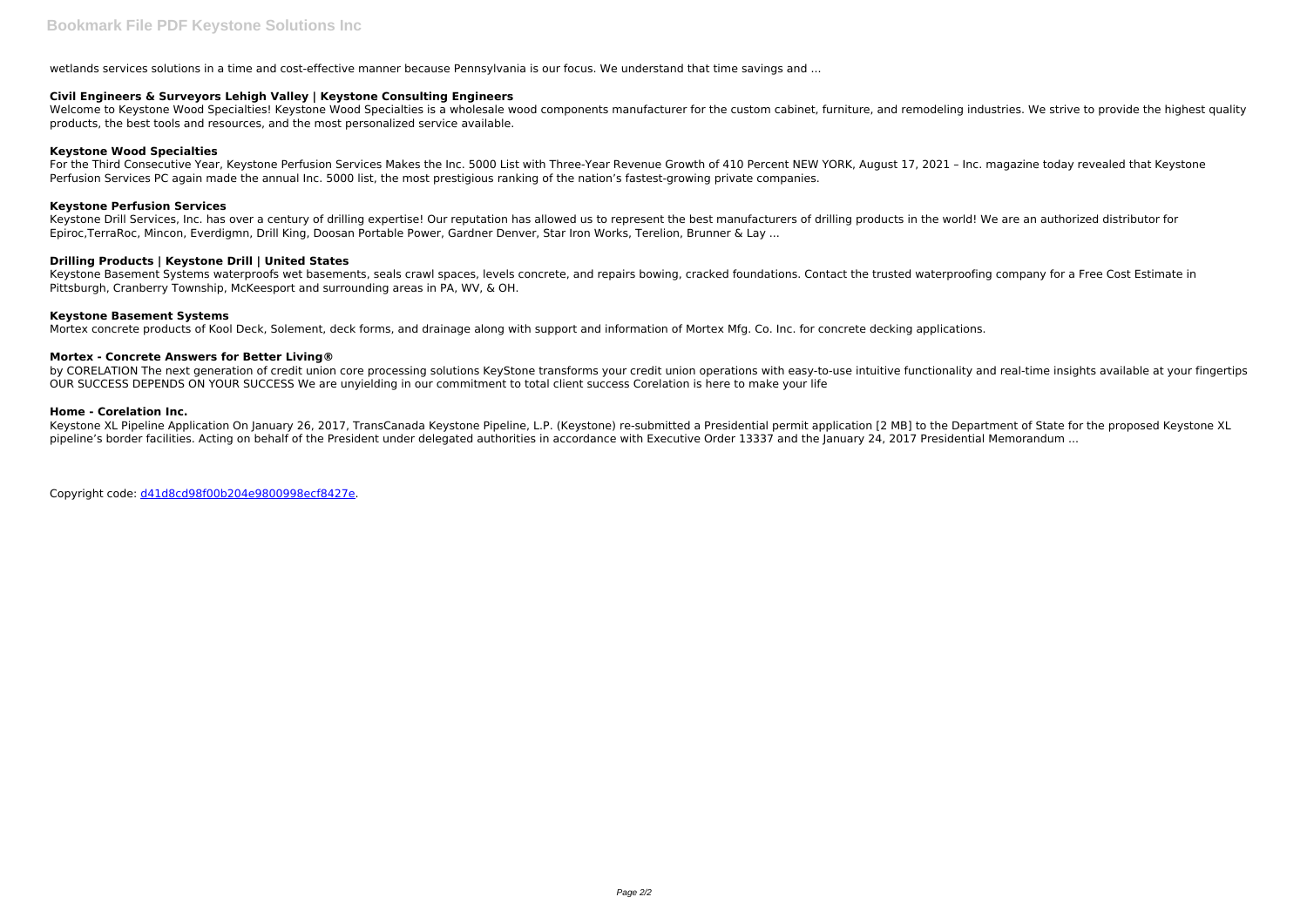wetlands services solutions in a time and cost-effective manner because Pennsylvania is our focus. We understand that time savings and ...

### Civil Engineers & Surveyors Lehigh Valley | Keystone Consulting Engineers

Welcome to Keystone Wood Specialties! Keystone Wood Specialties is a wholesale wood components manufacturer for the custom cabinet, furniture, and remodeling industries. We strive to provide the highest quality products, the best tools and resources, and the most personalized service available.

### Keystone Wood Specialties

For the Third Consecutive Year, Keystone Perfusion Services Makes the Inc. 5000 List with Three-Year Revenue Growth of 410 Percent NEW YORK, August 17, 2021 – Inc. magazine today revealed that Keystone Perfusion Services PC again made the annual Inc. 5000 list, the most prestigious ranking of the nation's fastest-growing private companies.

### Keystone Perfusion Services

Keystone Drill Services, Inc. has over a century of drilling expertise! Our reputation has allowed us to represent the best manufacturers of drilling products in the world! We are an authorized distributor for Epiroc,TerraRoc, Mincon, Everdigmn, Drill King, Doosan Portable Power, Gardner Denver, Star Iron Works, Terelion, Brunner & Lay ...

### Drilling Products | Keystone Drill | United States

Keystone Basement Systems waterproofs wet basements, seals crawl spaces, levels concrete, and repairs bowing, cracked foundations. Contact the trusted waterproofing company for a Free Cost Estimate in Pittsburgh, Cranberry Township, McKeesport and surrounding areas in PA, WV, & OH.

### Keystone Basement Systems

Mortex concrete products of Kool Deck, Solement, deck forms, and drainage along with support and information of Mortex Mfg. Co. Inc. for concrete decking applications.

### Mortex - Concrete Answers for Better Living®

by CORELATION The next generation of credit union core processing solutions KeyStone transforms your credit union operations with easy-to-use intuitive functionality and real-time insights available at your fingertips OUR SUCCESS DEPENDS ON YOUR SUCCESS We are unyielding in our commitment to total client success Corelation is here to make your life

### Home - Corelation Inc.

Keystone XL Pipeline Application On January 26, 2017, TransCanada Keystone Pipeline, L.P. (Keystone) re-submitted a Presidential permit application [2 MB] to the Department of State for the proposed Keystone XL pipeline's border facilities. Acting on behalf of the President under delegated authorities in accordance with Executive Order 13337 and the January 24, 2017 Presidential Memorandum ...

Copyright code: d41d8cd98f00b204e9800998ecf8427e.